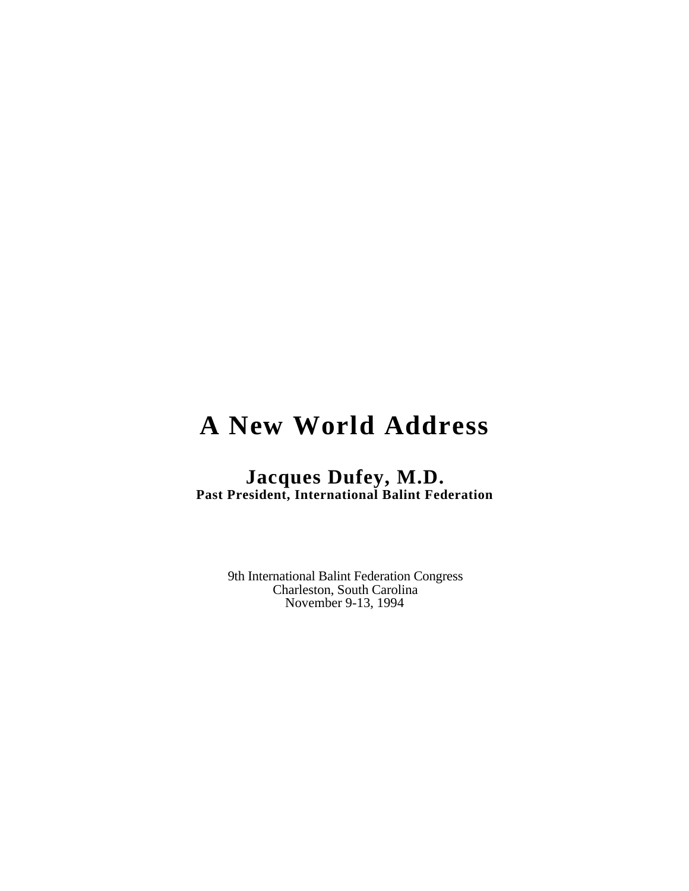# A New World Address

## Jacques Dufey, M.D.

**Past President, International Balint Federation**

9th International Balint Federation Congress
Charleston, South Carolina
November 9-13, 1994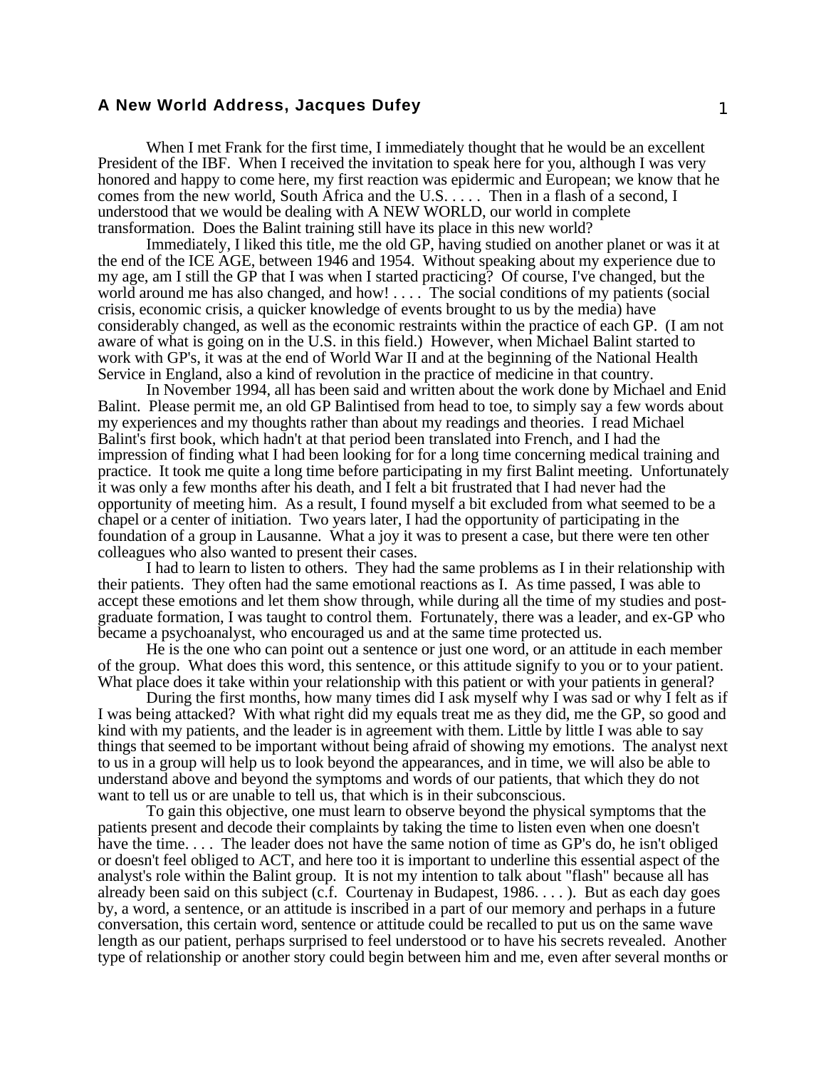When I met Frank for the first time, I immediately thought that he would be an excellent President of the IBF. When I received the invitation to speak here for you, although I was very honored and happy to come here, my first reaction was epidermic and European; we know that he comes from the new world, South Africa and the U.S. . . . . Then in a flash of a second, I understood that we would be dealing with A NEW WORLD, our world in complete transformation. Does the Balint training still have its place in this new world?

Immediately, I liked this title, me the old GP, having studied on another planet or was it at the end of the ICE AGE, between 1946 and 1954. Without speaking about my experience due to my age, am I still the GP that I was when I started practicing? Of course, I've changed, but the world around me has also changed, and how! . . . . The social conditions of my patients (social crisis, economic crisis, a quicker knowledge of events brought to us by the media) have considerably changed, as well as the economic restraints within the practice of each GP. (I am not aware of what is going on in the U.S. in this field.) However, when Michael Balint started to work with GP's, it was at the end of World War II and at the beginning of the National Health Service in England, also a kind of revolution in the practice of medicine in that country.

In November 1994, all has been said and written about the work done by Michael and Enid Balint. Please permit me, an old GP Balintised from head to toe, to simply say a few words about my experiences and my thoughts rather than about my readings and theories. I read Michael Balint's first book, which hadn't at that period been translated into French, and I had the impression of finding what I had been looking for for a long time concerning medical training and practice. It took me quite a long time before participating in my first Balint meeting. Unfortunately it was only a few months after his death, and I felt a bit frustrated that I had never had the opportunity of meeting him. As a result, I found myself a bit excluded from what seemed to be a chapel or a center of initiation. Two years later, I had the opportunity of participating in the foundation of a group in Lausanne. What a joy it was to present a case, but there were ten other colleagues who also wanted to present their cases.

I had to learn to listen to others. They had the same problems as I in their relationship with their patients. They often had the same emotional reactions as I. As time passed, I was able to accept these emotions and let them show through, while during all the time of my studies and post-graduate formation, I was taught to control them. Fortunately, there was a leader, and ex-GP who became a psychoanalyst, who encouraged us and at the same time protected us.

He is the one who can point out a sentence or just one word, or an attitude in each member of the group. What does this word, this sentence, or this attitude signify to you or to your patient. What place does it take within your relationship with this patient or with your patients in general?

During the first months, how many times did I ask myself why I was sad or why I felt as if I was being attacked? With what right did my equals treat me as they did, me the GP, so good and kind with my patients, and the leader is in agreement with them. Little by little I was able to say things that seemed to be important without being afraid of showing my emotions. The analyst next to us in a group will help us to look beyond the appearances, and in time, we will also be able to understand above and beyond the symptoms and words of our patients, that which they do not want to tell us or are unable to tell us, that which is in their subconscious.

To gain this objective, one must learn to observe beyond the physical symptoms that the patients present and decode their complaints by taking the time to listen even when one doesn't have the time. . . . The leader does not have the same notion of time as GP's do, he isn't obliged or doesn't feel obliged to ACT, and here too it is important to underline this essential aspect of the analyst's role within the Balint group. It is not my intention to talk about "flash" because all has already been said on this subject (c.f. Courtenay in Budapest, 1986. . . . ). But as each day goes by, a word, a sentence, or an attitude is inscribed in a part of our memory and perhaps in a future conversation, this certain word, sentence or attitude could be recalled to put us on the same wave length as our patient, perhaps surprised to feel understood or to have his secrets revealed. Another type of relationship or another story could begin between him and me, even after several months or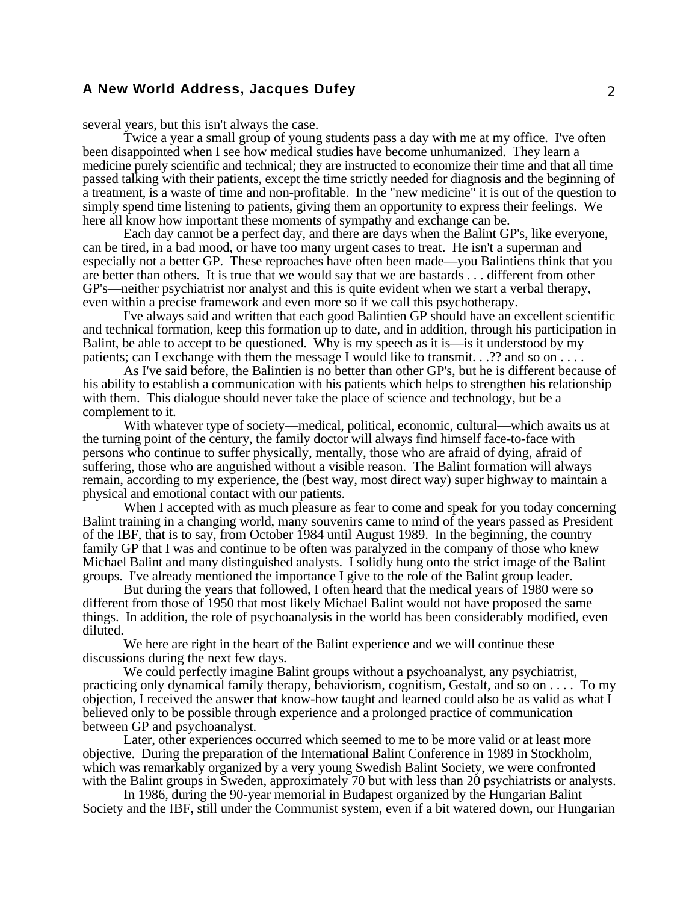several years, but this isn't always the case.

Twice a year a small group of young students pass a day with me at my office. I've often been disappointed when I see how medical studies have become unhumanized. They learn a medicine purely scientific and technical; they are instructed to economize their time and that all time passed talking with their patients, except the time strictly needed for diagnosis and the beginning of a treatment, is a waste of time and non-profitable. In the "new medicine" it is out of the question to simply spend time listening to patients, giving them an opportunity to express their feelings. We here all know how important these moments of sympathy and exchange can be.

Each day cannot be a perfect day, and there are days when the Balint GP's, like everyone, can be tired, in a bad mood, or have too many urgent cases to treat. He isn't a superman and especially not a better GP. These reproaches have often been made—you Balintiens think that you are better than others. It is true that we would say that we are bastards . . . different from other GP's—neither psychiatrist nor analyst and this is quite evident when we start a verbal therapy, even within a precise framework and even more so if we call this psychotherapy.

I've always said and written that each good Balintien GP should have an excellent scientific and technical formation, keep this formation up to date, and in addition, through his participation in Balint, be able to accept to be questioned. Why is my speech as it is—is it understood by my patients; can I exchange with them the message I would like to transmit. . .?? and so on . . . .

As I've said before, the Balintien is no better than other GP's, but he is different because of his ability to establish a communication with his patients which helps to strengthen his relationship with them. This dialogue should never take the place of science and technology, but be a complement to it.

With whatever type of society—medical, political, economic, cultural—which awaits us at the turning point of the century, the family doctor will always find himself face-to-face with persons who continue to suffer physically, mentally, those who are afraid of dying, afraid of suffering, those who are anguished without a visible reason. The Balint formation will always remain, according to my experience, the (best way, most direct way) super highway to maintain a physical and emotional contact with our patients.

When I accepted with as much pleasure as fear to come and speak for you today concerning Balint training in a changing world, many souvenirs came to mind of the years passed as President of the IBF, that is to say, from October 1984 until August 1989. In the beginning, the country family GP that I was and continue to be often was paralyzed in the company of those who knew Michael Balint and many distinguished analysts. I solidly hung onto the strict image of the Balint groups. I've already mentioned the importance I give to the role of the Balint group leader.

But during the years that followed, I often heard that the medical years of 1980 were so different from those of 1950 that most likely Michael Balint would not have proposed the same things. In addition, the role of psychoanalysis in the world has been considerably modified, even diluted.

We here are right in the heart of the Balint experience and we will continue these discussions during the next few days.

We could perfectly imagine Balint groups without a psychoanalyst, any psychiatrist, practicing only dynamical family therapy, behaviorism, cognitism, Gestalt, and so on . . . . To my objection, I received the answer that know-how taught and learned could also be as valid as what I believed only to be possible through experience and a prolonged practice of communication between GP and psychoanalyst.

Later, other experiences occurred which seemed to me to be more valid or at least more objective. During the preparation of the International Balint Conference in 1989 in Stockholm, which was remarkably organized by a very young Swedish Balint Society, we were confronted with the Balint groups in Sweden, approximately 70 but with less than 20 psychiatrists or analysts.

In 1986, during the 90-year memorial in Budapest organized by the Hungarian Balint Society and the IBF, still under the Communist system, even if a bit watered down, our Hungarian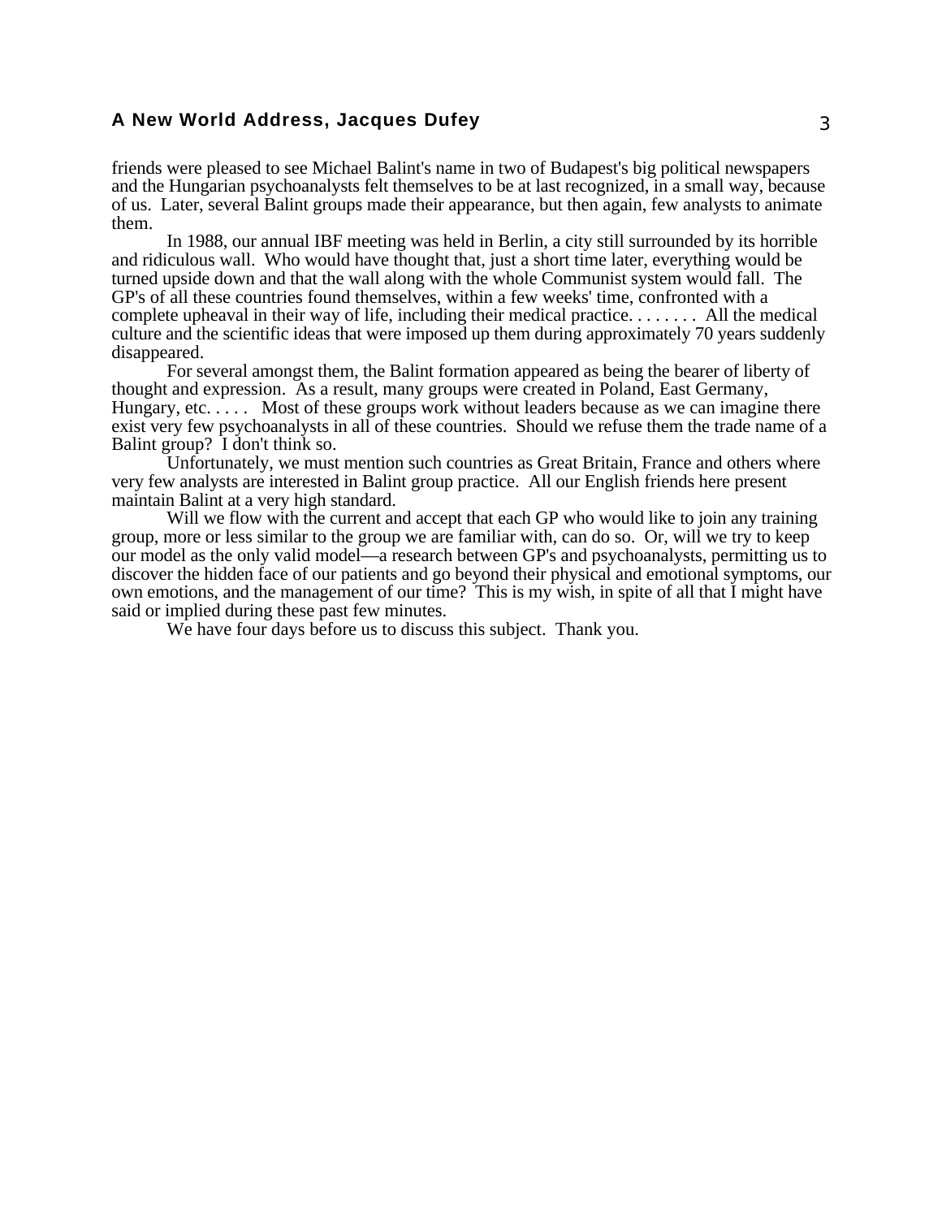friends were pleased to see Michael Balint's name in two of Budapest's big political newspapers and the Hungarian psychoanalysts felt themselves to be at last recognized, in a small way, because of us. Later, several Balint groups made their appearance, but then again, few analysts to animate them.

In 1988, our annual IBF meeting was held in Berlin, a city still surrounded by its horrible and ridiculous wall. Who would have thought that, just a short time later, everything would be turned upside down and that the wall along with the whole Communist system would fall. The GP's of all these countries found themselves, within a few weeks' time, confronted with a complete upheaval in their way of life, including their medical practice. . . . . . . . All the medical culture and the scientific ideas that were imposed up them during approximately 70 years suddenly disappeared.

For several amongst them, the Balint formation appeared as being the bearer of liberty of thought and expression. As a result, many groups were created in Poland, East Germany, Hungary, etc. . . . . Most of these groups work without leaders because as we can imagine there exist very few psychoanalysts in all of these countries. Should we refuse them the trade name of a Balint group? I don't think so.

Unfortunately, we must mention such countries as Great Britain, France and others where very few analysts are interested in Balint group practice. All our English friends here present maintain Balint at a very high standard.

Will we flow with the current and accept that each GP who would like to join any training group, more or less similar to the group we are familiar with, can do so. Or, will we try to keep our model as the only valid model—a research between GP's and psychoanalysts, permitting us to discover the hidden face of our patients and go beyond their physical and emotional symptoms, our own emotions, and the management of our time? This is my wish, in spite of all that I might have said or implied during these past few minutes.

We have four days before us to discuss this subject. Thank you.